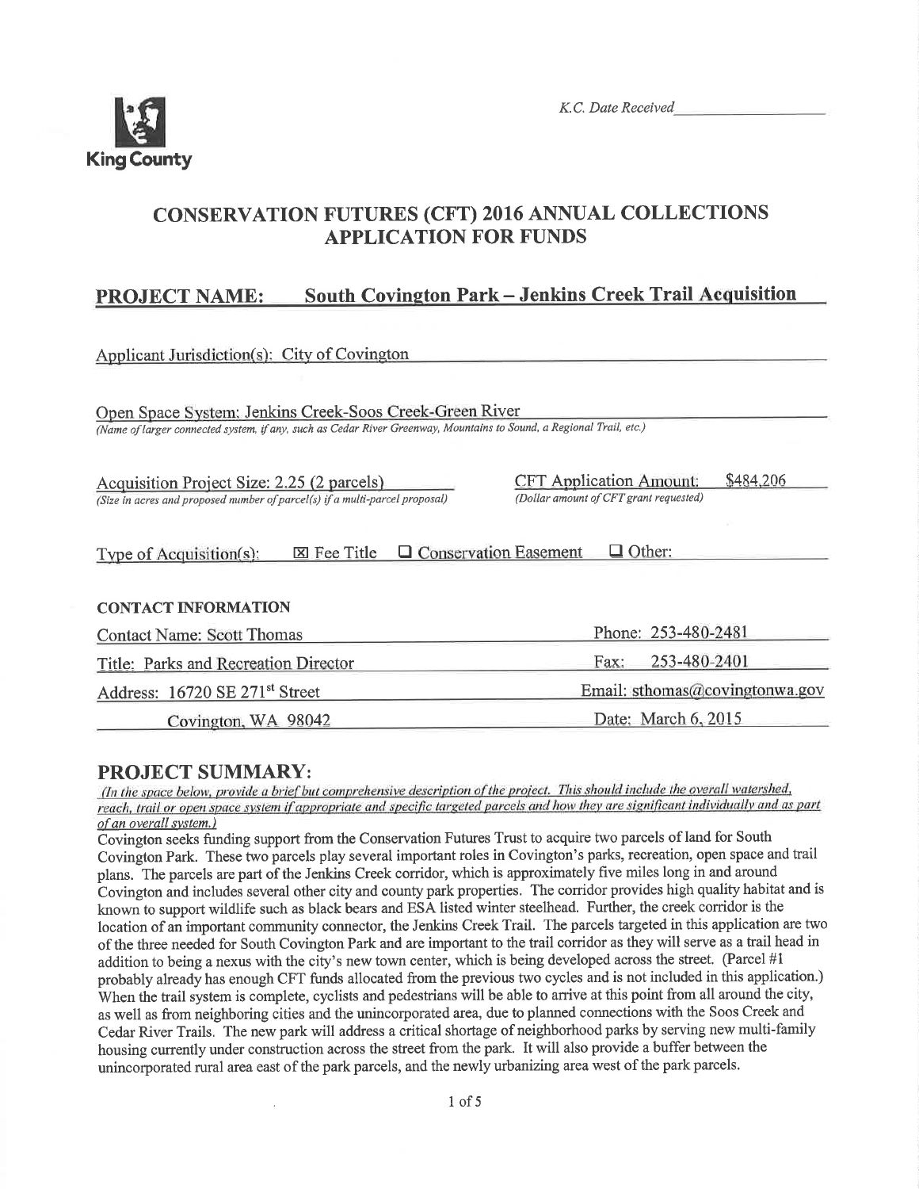King County

*K.C. Date Received* ________________

# CONSERVATION FUTURES (CFT) 2016 ANNUAL COLLECTIONS APPLICATION FOR FUNDS

## PROJECT NAME: South Covington Park – Jenkins Creek Trail Acquisition

Applicant Jurisdiction(s): City of Covington

Open Space System: Jenkins Creek-Soos Creek-Green River
*(Name of larger connected system, if any, such as Cedar River Greenway, Mountains to Sound, a Regional Trail, etc.)*

Acquisition Project Size: 2.25 (2 parcels)
*(Size in acres and proposed number of parcel(s) if a multi-parcel proposal)*

CFT Application Amount: $484,206
*(Dollar amount of CFT grant requested)*

Type of Acquisition(s): ☒ Fee Title ☐ Conservation Easement ☐ Other:

### CONTACT INFORMATION

| | |
|---|---|
| Contact Name: Scott Thomas | Phone: 253-480-2481 |
| Title: Parks and Recreation Director | Fax: 253-480-2401 |
| Address: 16720 SE 271st Street | Email: sthomas@covingtonwa.gov |
| Covington, WA 98042 | Date: March 6, 2015 |

## PROJECT SUMMARY:

*(In the space below, provide a brief but comprehensive description of the project. This should include the overall watershed, reach, trail or open space system if appropriate and specific targeted parcels and how they are significant individually and as part of an overall system.)*

Covington seeks funding support from the Conservation Futures Trust to acquire two parcels of land for South Covington Park. These two parcels play several important roles in Covington's parks, recreation, open space and trail plans. The parcels are part of the Jenkins Creek corridor, which is approximately five miles long in and around Covington and includes several other city and county park properties. The corridor provides high quality habitat and is known to support wildlife such as black bears and ESA listed winter steelhead. Further, the creek corridor is the location of an important community connector, the Jenkins Creek Trail. The parcels targeted in this application are two of the three needed for South Covington Park and are important to the trail corridor as they will serve as a trail head in addition to being a nexus with the city's new town center, which is being developed across the street. (Parcel #1 probably already has enough CFT funds allocated from the previous two cycles and is not included in this application.) When the trail system is complete, cyclists and pedestrians will be able to arrive at this point from all around the city, as well as from neighboring cities and the unincorporated area, due to planned connections with the Soos Creek and Cedar River Trails. The new park will address a critical shortage of neighborhood parks by serving new multi-family housing currently under construction across the street from the park. It will also provide a buffer between the unincorporated rural area east of the park parcels, and the newly urbanizing area west of the park parcels.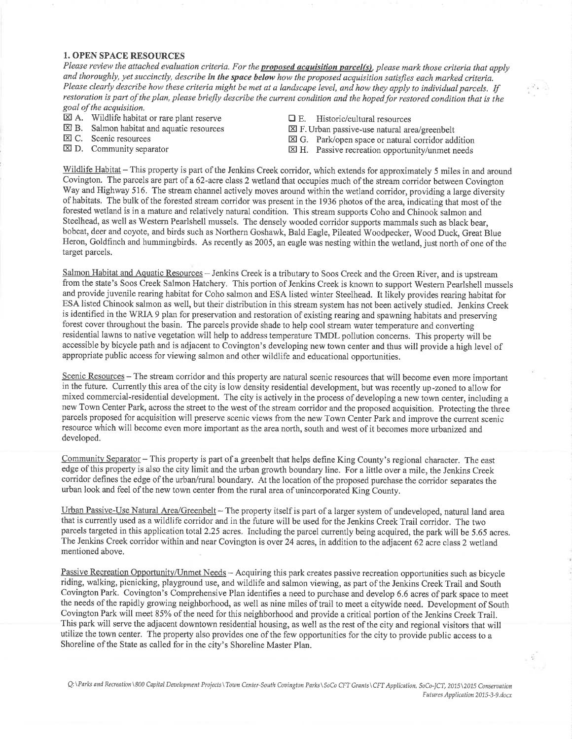## 1. OPEN SPACE RESOURCES

*Please review the attached evaluation criteria. For the* ***proposed acquisition parcel(s)****, please mark those criteria that apply and thoroughly, yet succinctly, describe* ***in the space below*** *how the proposed acquisition satisfies each marked criteria. Please clearly describe how these criteria might be met at a landscape level, and how they apply to individual parcels. If restoration is part of the plan, please briefly describe the current condition and the hoped for restored condition that is the goal of the acquisition.*

- ☒ A. Wildlife habitat or rare plant reserve
- ☒ B. Salmon habitat and aquatic resources
- ☒ C. Scenic resources
- ☒ D. Community separator
- ☐ E. Historic/cultural resources
- ☒ F. Urban passive-use natural area/greenbelt
- ☒ G. Park/open space or natural corridor addition
- ☒ H. Passive recreation opportunity/unmet needs

Wildlife Habitat – This property is part of the Jenkins Creek corridor, which extends for approximately 5 miles in and around Covington. The parcels are part of a 62-acre class 2 wetland that occupies much of the stream corridor between Covington Way and Highway 516. The stream channel actively moves around within the wetland corridor, providing a large diversity of habitats. The bulk of the forested stream corridor was present in the 1936 photos of the area, indicating that most of the forested wetland is in a mature and relatively natural condition. This stream supports Coho and Chinook salmon and Steelhead, as well as Western Pearlshell mussels. The densely wooded corridor supports mammals such as black bear, bobcat, deer and coyote, and birds such as Northern Goshawk, Bald Eagle, Pileated Woodpecker, Wood Duck, Great Blue Heron, Goldfinch and hummingbirds. As recently as 2005, an eagle was nesting within the wetland, just north of one of the target parcels.

Salmon Habitat and Aquatic Resources – Jenkins Creek is a tributary to Soos Creek and the Green River, and is upstream from the state's Soos Creek Salmon Hatchery. This portion of Jenkins Creek is known to support Western Pearlshell mussels and provide juvenile rearing habitat for Coho salmon and ESA listed winter Steelhead. It likely provides rearing habitat for ESA listed Chinook salmon as well, but their distribution in this stream system has not been actively studied. Jenkins Creek is identified in the WRIA 9 plan for preservation and restoration of existing rearing and spawning habitats and preserving forest cover throughout the basin. The parcels provide shade to help cool stream water temperature and converting residential lawns to native vegetation will help to address temperature TMDL pollution concerns. This property will be accessible by bicycle path and is adjacent to Covington's developing new town center and thus will provide a high level of appropriate public access for viewing salmon and other wildlife and educational opportunities.

Scenic Resources – The stream corridor and this property are natural scenic resources that will become even more important in the future. Currently this area of the city is low density residential development, but was recently up-zoned to allow for mixed commercial-residential development. The city is actively in the process of developing a new town center, including a new Town Center Park, across the street to the west of the stream corridor and the proposed acquisition. Protecting the three parcels proposed for acquisition will preserve scenic views from the new Town Center Park and improve the current scenic resource which will become even more important as the area north, south and west of it becomes more urbanized and developed.

Community Separator – This property is part of a greenbelt that helps define King County's regional character. The east edge of this property is also the city limit and the urban growth boundary line. For a little over a mile, the Jenkins Creek corridor defines the edge of the urban/rural boundary. At the location of the proposed purchase the corridor separates the urban look and feel of the new town center from the rural area of unincorporated King County.

Urban Passive-Use Natural Area/Greenbelt – The property itself is part of a larger system of undeveloped, natural land area that is currently used as a wildlife corridor and in the future will be used for the Jenkins Creek Trail corridor. The two parcels targeted in this application total 2.25 acres. Including the parcel currently being acquired, the park will be 5.65 acres. The Jenkins Creek corridor within and near Covington is over 24 acres, in addition to the adjacent 62 acre class 2 wetland mentioned above.

Passive Recreation Opportunity/Unmet Needs – Acquiring this park creates passive recreation opportunities such as bicycle riding, walking, picnicking, playground use, and wildlife and salmon viewing, as part of the Jenkins Creek Trail and South Covington Park. Covington's Comprehensive Plan identifies a need to purchase and develop 6.6 acres of park space to meet the needs of the rapidly growing neighborhood, as well as nine miles of trail to meet a citywide need. Development of South Covington Park will meet 85% of the need for this neighborhood and provide a critical portion of the Jenkins Creek Trail. This park will serve the adjacent downtown residential housing, as well as the rest of the city and regional visitors that will utilize the town center. The property also provides one of the few opportunities for the city to provide public access to a Shoreline of the State as called for in the city's Shoreline Master Plan.

*Q:\Parks and Recreation\800 Capital Development Projects\Town Center-South Covington Parks\SoCo CFT Grants\CFT Application, SoCo-JCT, 2015\2015 Conservation Futures Application 2015-3-9.docx*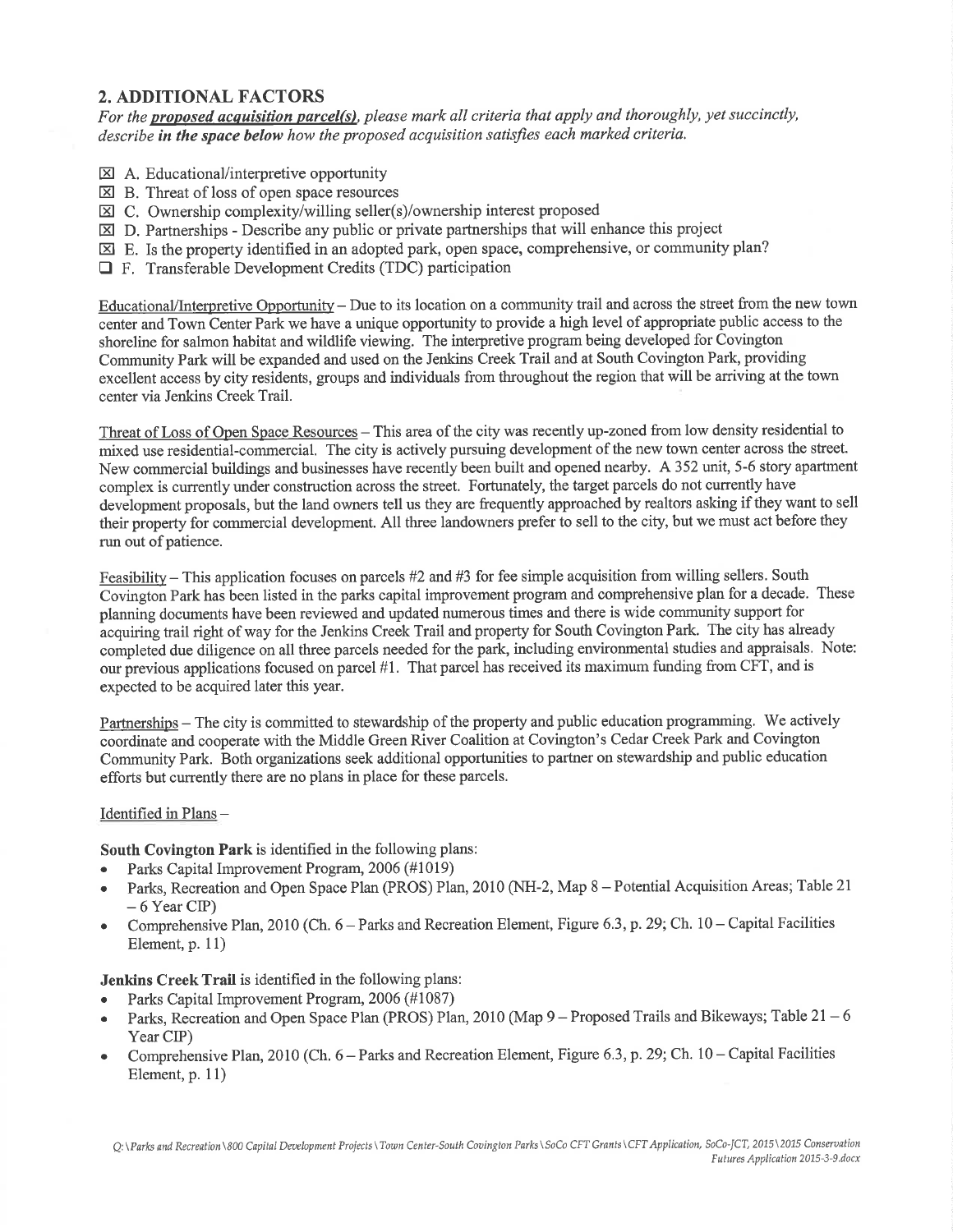## 2. ADDITIONAL FACTORS

*For the **proposed acquisition parcel(s)**, please mark all criteria that apply and thoroughly, yet succinctly, describe **in the space below** how the proposed acquisition satisfies each marked criteria.*

- ☒ A. Educational/interpretive opportunity
- ☒ B. Threat of loss of open space resources
- ☒ C. Ownership complexity/willing seller(s)/ownership interest proposed
- ☒ D. Partnerships - Describe any public or private partnerships that will enhance this project
- ☒ E. Is the property identified in an adopted park, open space, comprehensive, or community plan?
- ☐ F. Transferable Development Credits (TDC) participation

<u>Educational/Interpretive Opportunity</u> – Due to its location on a community trail and across the street from the new town center and Town Center Park we have a unique opportunity to provide a high level of appropriate public access to the shoreline for salmon habitat and wildlife viewing. The interpretive program being developed for Covington Community Park will be expanded and used on the Jenkins Creek Trail and at South Covington Park, providing excellent access by city residents, groups and individuals from throughout the region that will be arriving at the town center via Jenkins Creek Trail.

<u>Threat of Loss of Open Space Resources</u> – This area of the city was recently up-zoned from low density residential to mixed use residential-commercial. The city is actively pursuing development of the new town center across the street. New commercial buildings and businesses have recently been built and opened nearby. A 352 unit, 5-6 story apartment complex is currently under construction across the street. Fortunately, the target parcels do not currently have development proposals, but the land owners tell us they are frequently approached by realtors asking if they want to sell their property for commercial development. All three landowners prefer to sell to the city, but we must act before they run out of patience.

<u>Feasibility</u> – This application focuses on parcels #2 and #3 for fee simple acquisition from willing sellers. South Covington Park has been listed in the parks capital improvement program and comprehensive plan for a decade. These planning documents have been reviewed and updated numerous times and there is wide community support for acquiring trail right of way for the Jenkins Creek Trail and property for South Covington Park. The city has already completed due diligence on all three parcels needed for the park, including environmental studies and appraisals. Note: our previous applications focused on parcel #1. That parcel has received its maximum funding from CFT, and is expected to be acquired later this year.

<u>Partnerships</u> – The city is committed to stewardship of the property and public education programming. We actively coordinate and cooperate with the Middle Green River Coalition at Covington's Cedar Creek Park and Covington Community Park. Both organizations seek additional opportunities to partner on stewardship and public education efforts but currently there are no plans in place for these parcels.

<u>Identified in Plans</u> –

**South Covington Park** is identified in the following plans:

- Parks Capital Improvement Program, 2006 (#1019)
- Parks, Recreation and Open Space Plan (PROS) Plan, 2010 (NH-2, Map 8 – Potential Acquisition Areas; Table 21 – 6 Year CIP)
- Comprehensive Plan, 2010 (Ch. 6 – Parks and Recreation Element, Figure 6.3, p. 29; Ch. 10 – Capital Facilities Element, p. 11)

**Jenkins Creek Trail** is identified in the following plans:

- Parks Capital Improvement Program, 2006 (#1087)
- Parks, Recreation and Open Space Plan (PROS) Plan, 2010 (Map 9 – Proposed Trails and Bikeways; Table 21 – 6 Year CIP)
- Comprehensive Plan, 2010 (Ch. 6 – Parks and Recreation Element, Figure 6.3, p. 29; Ch. 10 – Capital Facilities Element, p. 11)

*Q:\Parks and Recreation\800 Capital Development Projects\Town Center-South Covington Parks\SoCo CFT Grants\CFT Application, SoCo-JCT, 2015\2015 Conservation Futures Application 2015-3-9.docx*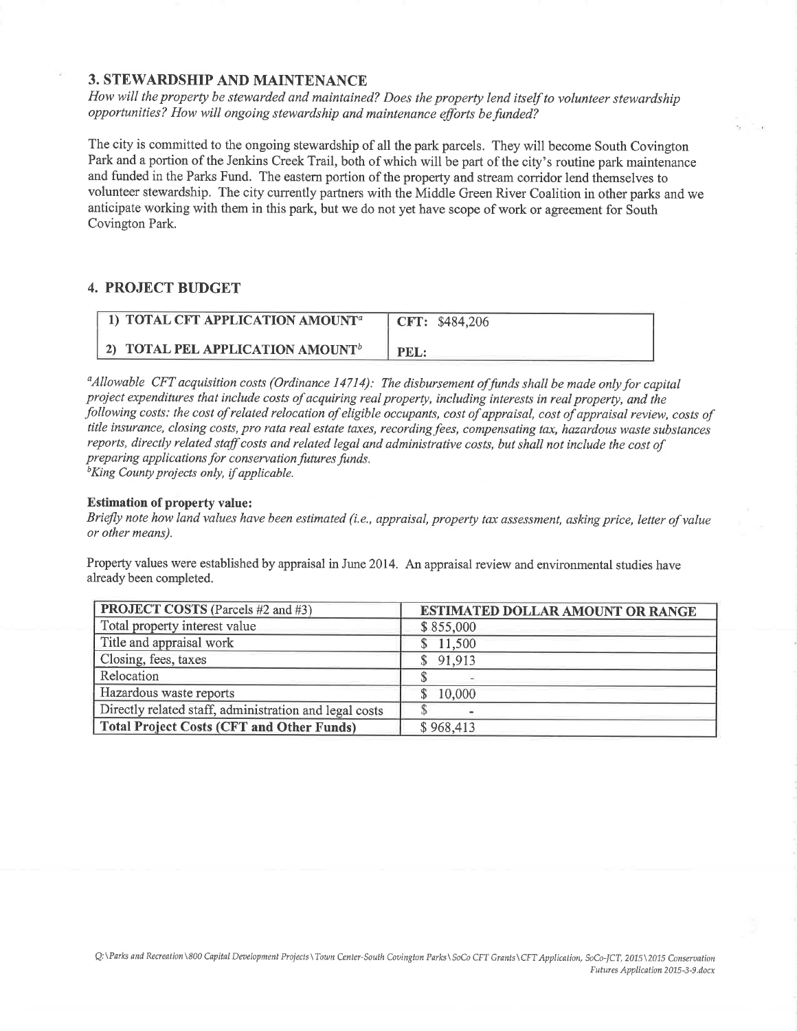## 3. STEWARDSHIP AND MAINTENANCE

*How will the property be stewarded and maintained? Does the property lend itself to volunteer stewardship opportunities? How will ongoing stewardship and maintenance efforts be funded?*

The city is committed to the ongoing stewardship of all the park parcels. They will become South Covington Park and a portion of the Jenkins Creek Trail, both of which will be part of the city's routine park maintenance and funded in the Parks Fund. The eastern portion of the property and stream corridor lend themselves to volunteer stewardship. The city currently partners with the Middle Green River Coalition in other parks and we anticipate working with them in this park, but we do not yet have scope of work or agreement for South Covington Park.

## 4. PROJECT BUDGET

| 1) TOTAL CFT APPLICATION AMOUNT[a] | CFT: $484,206 |
|---|---|
| 2) TOTAL PEL APPLICATION AMOUNT[b] | PEL: |

*[a]Allowable CFT acquisition costs (Ordinance 14714): The disbursement of funds shall be made only for capital project expenditures that include costs of acquiring real property, including interests in real property, and the following costs: the cost of related relocation of eligible occupants, cost of appraisal, cost of appraisal review, costs of title insurance, closing costs, pro rata real estate taxes, recording fees, compensating tax, hazardous waste substances reports, directly related staff costs and related legal and administrative costs, but shall not include the cost of preparing applications for conservation futures funds.*
*[b]King County projects only, if applicable.*

**Estimation of property value:**
*Briefly note how land values have been estimated (i.e., appraisal, property tax assessment, asking price, letter of value or other means).*

Property values were established by appraisal in June 2014. An appraisal review and environmental studies have already been completed.

| **PROJECT COSTS** (Parcels #2 and #3) | **ESTIMATED DOLLAR AMOUNT OR RANGE** |
|---|---|
| Total property interest value | $ 855,000 |
| Title and appraisal work | $ 11,500 |
| Closing, fees, taxes | $ 91,913 |
| Relocation | $ - |
| Hazardous waste reports | $ 10,000 |
| Directly related staff, administration and legal costs | $ - |
| **Total Project Costs (CFT and Other Funds)** | $ 968,413 |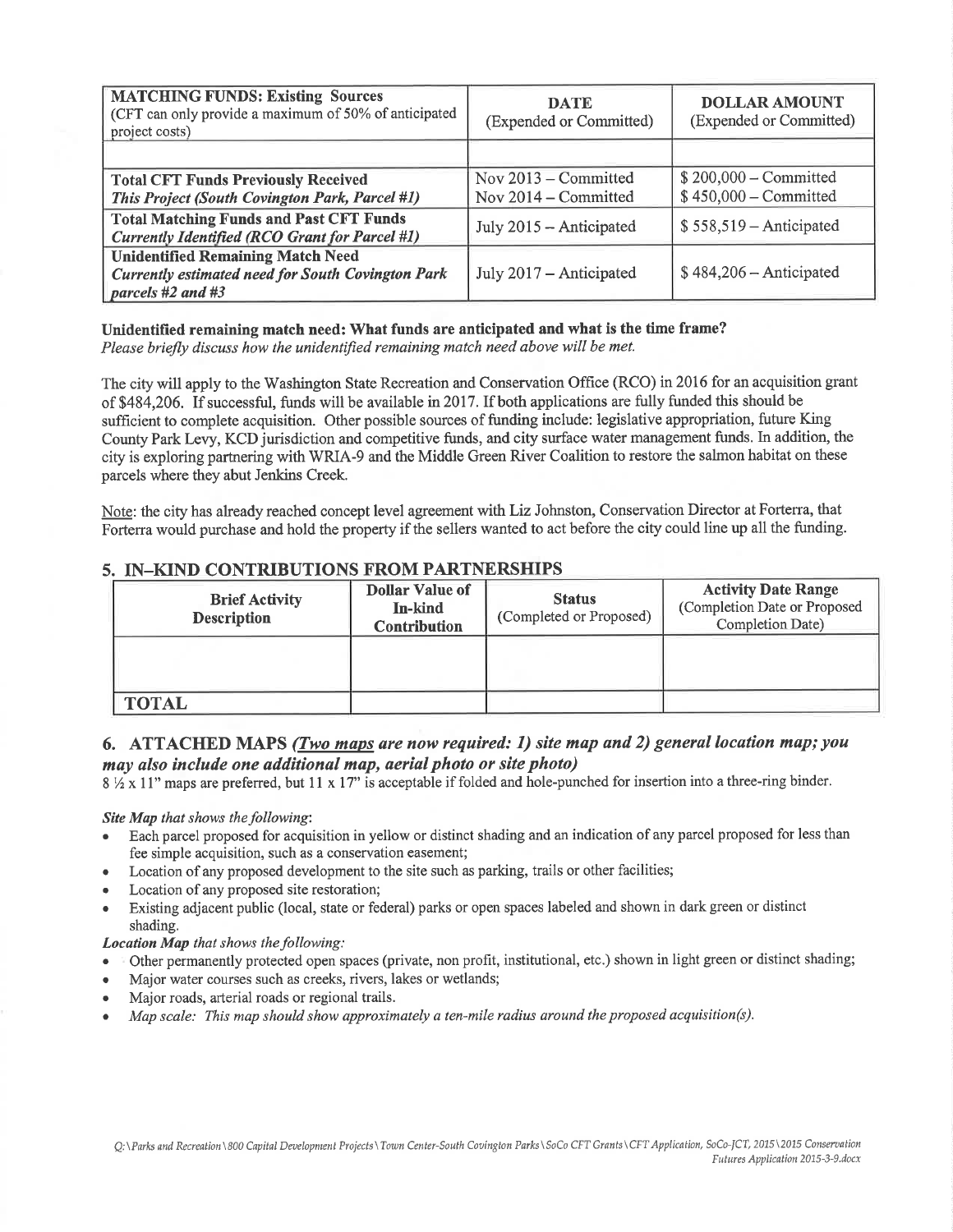| **MATCHING FUNDS: Existing Sources** (CFT can only provide a maximum of 50% of anticipated project costs) | **DATE** (Expended or Committed) | **DOLLAR AMOUNT** (Expended or Committed) |
|---|---|---|
| | | |
| **Total CFT Funds Previously Received** ***This Project (South Covington Park, Parcel #1)*** | Nov 2013 – Committed Nov 2014 – Committed | $ 200,000 – Committed $ 450,000 – Committed |
| **Total Matching Funds and Past CFT Funds** ***Currently Identified (RCO Grant for Parcel #1)*** | July 2015 – Anticipated | $ 558,519 – Anticipated |
| **Unidentified Remaining Match Need** ***Currently estimated need for South Covington Park parcels #2 and #3*** | July 2017 – Anticipated | $ 484,206 – Anticipated |

**Unidentified remaining match need: What funds are anticipated and what is the time frame?**
*Please briefly discuss how the unidentified remaining match need above will be met.*

The city will apply to the Washington State Recreation and Conservation Office (RCO) in 2016 for an acquisition grant of $484,206. If successful, funds will be available in 2017. If both applications are fully funded this should be sufficient to complete acquisition. Other possible sources of funding include: legislative appropriation, future King County Park Levy, KCD jurisdiction and competitive funds, and city surface water management funds. In addition, the city is exploring partnering with WRIA-9 and the Middle Green River Coalition to restore the salmon habitat on these parcels where they abut Jenkins Creek.

Note: the city has already reached concept level agreement with Liz Johnston, Conservation Director at Forterra, that Forterra would purchase and hold the property if the sellers wanted to act before the city could line up all the funding.

## 5. IN-KIND CONTRIBUTIONS FROM PARTNERSHIPS

| Brief Activity Description | Dollar Value of In-kind Contribution | Status (Completed or Proposed) | Activity Date Range (Completion Date or Proposed Completion Date) |
|---|---|---|---|
| | | | |
| **TOTAL** | | | |

## 6. ATTACHED MAPS *(Two maps are now required: 1) site map and 2) general location map; you may also include one additional map, aerial photo or site photo)*

8 ½ x 11" maps are preferred, but 11 x 17" is acceptable if folded and hole-punched for insertion into a three-ring binder.

***Site Map** that shows the following:*

- Each parcel proposed for acquisition in yellow or distinct shading and an indication of any parcel proposed for less than fee simple acquisition, such as a conservation easement;
- Location of any proposed development to the site such as parking, trails or other facilities;
- Location of any proposed site restoration;
- Existing adjacent public (local, state or federal) parks or open spaces labeled and shown in dark green or distinct shading.

***Location Map** that shows the following:*

- Other permanently protected open spaces (private, non profit, institutional, etc.) shown in light green or distinct shading;
- Major water courses such as creeks, rivers, lakes or wetlands;
- Major roads, arterial roads or regional trails.
- *Map scale: This map should show approximately a ten-mile radius around the proposed acquisition(s).*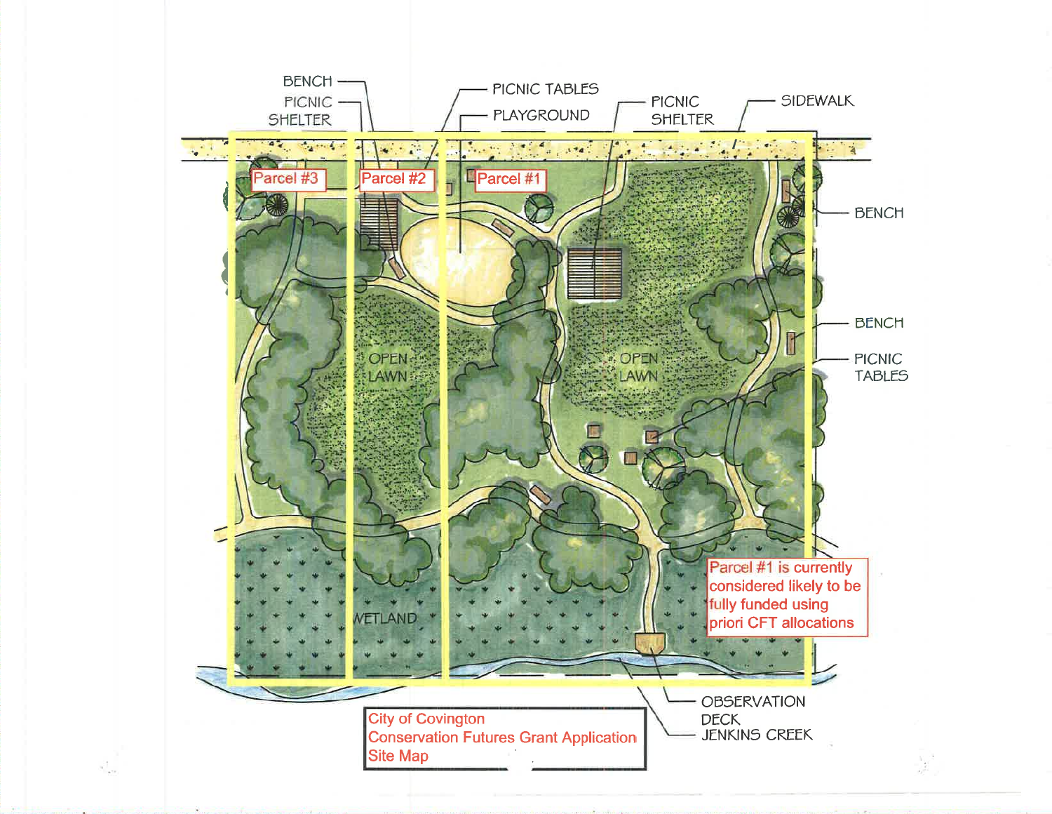BENCH

PICNIC SHELTER

PICNIC TABLES

PLAYGROUND

PICNIC SHELTER

SIDEWALK

Parcel #3

Parcel #2

Parcel #1

BENCH

BENCH

PICNIC TABLES

OPEN LAWN

OPEN LAWN

WETLAND

Parcel #1 is currently considered likely to be fully funded using priori CFT allocations

OBSERVATION DECK

JENKINS CREEK

City of Covington
Conservation Futures Grant Application
Site Map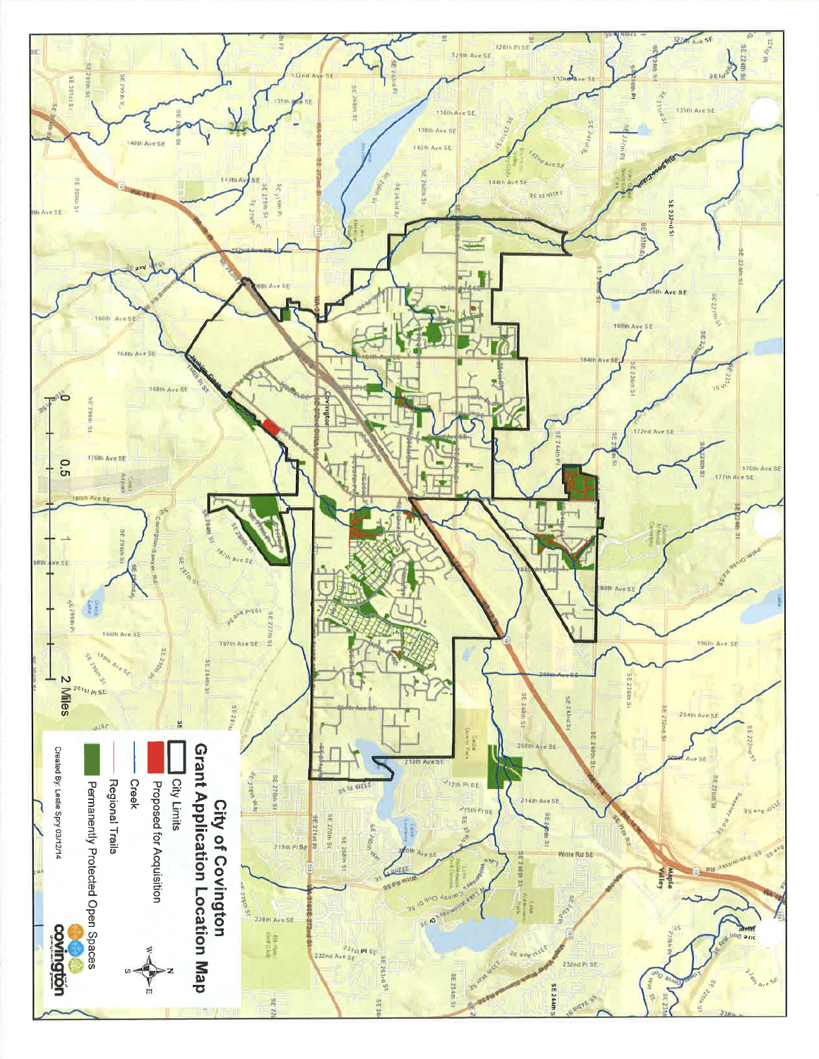# City of Covington
## Grant Application Location Map

- City Limits
- Proposed for Acquisition
- Creek
- Regional Trails
- Permanently Protected Open Spaces

0 0.5 1 2 Miles

Created By: Leslie Spry 03/12/14

covington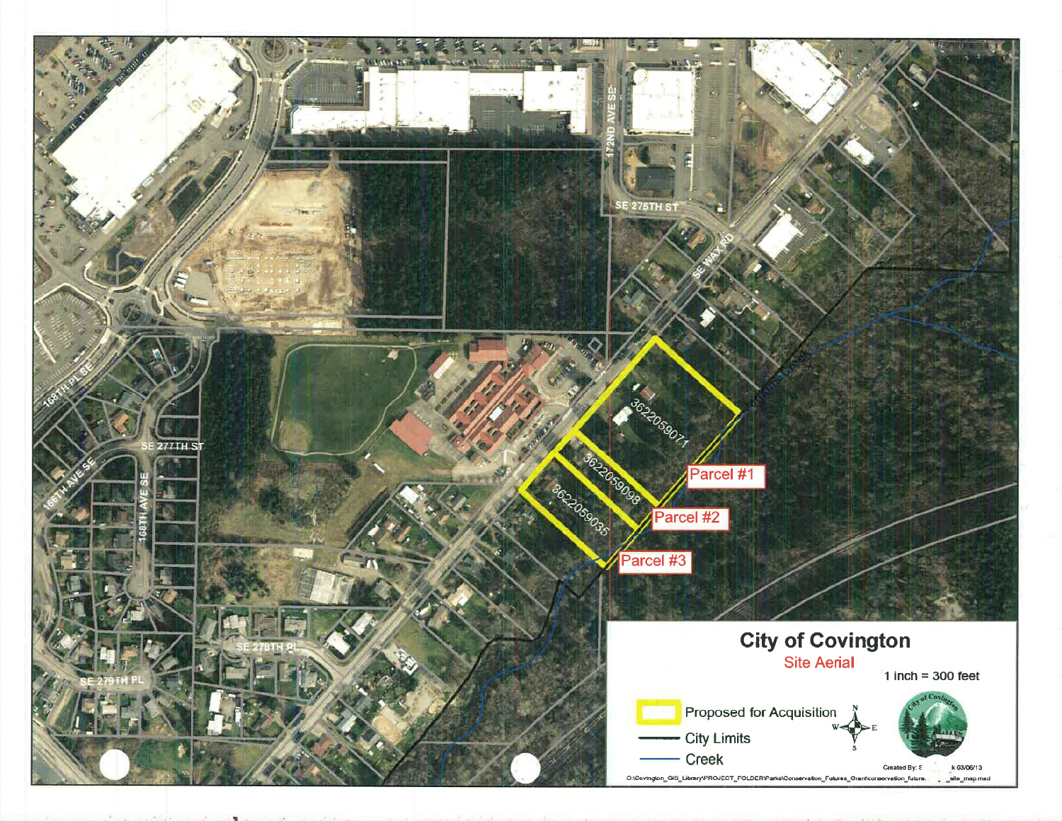# City of Covington

## Site Aerial

1 inch = 300 feet

Proposed for Acquisition

City Limits

Creek

Parcel #1

Parcel #2

Parcel #3

3622059071

3622059098

3622059035

172ND AVE SE

SE 275TH ST

SE WAX RD

168TH PL SE

SE 277TH ST

166TH AVE SE

168TH AVE SE

SE 278TH PL

SE 279TH PL

Created By: S k 03/06/13

O:\Covington_GIS_Library\PROJECT_FOLDER\Parks\Conservation_Futures_Grant\conservation_future... site_map.mxd